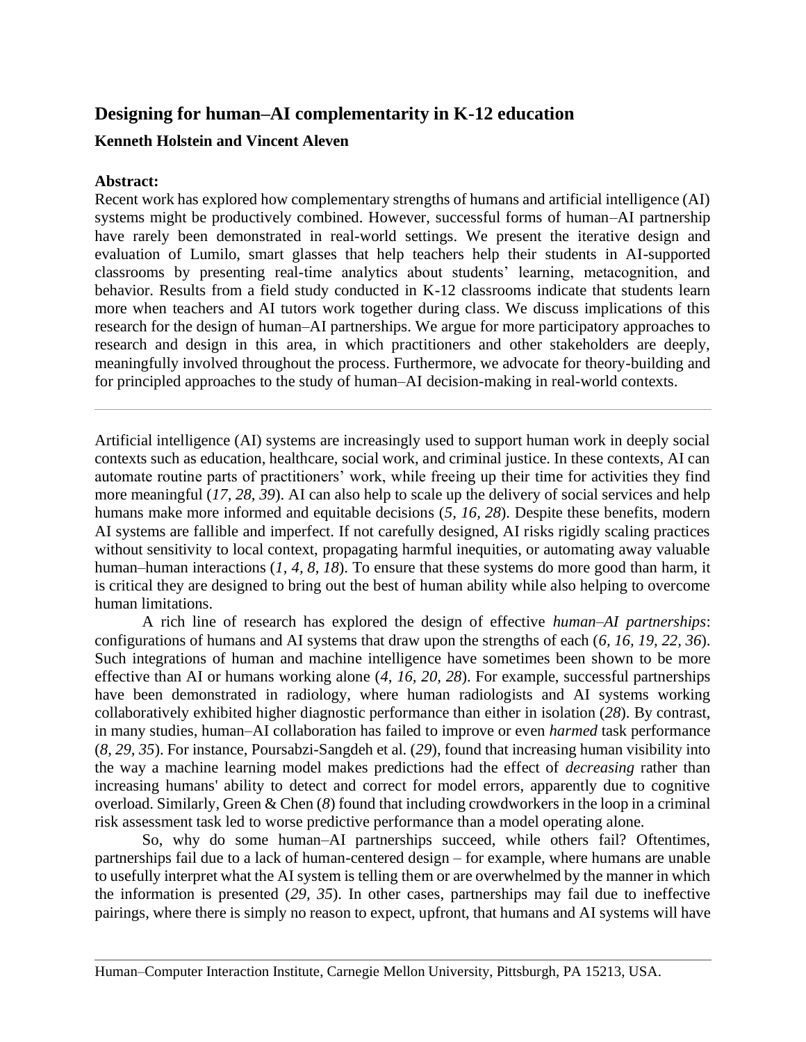## Designing for human–AI complementarity in K-12 education

### Kenneth Holstein and Vincent Aleven

**Abstract:**

Recent work has explored how complementary strengths of humans and artificial intelligence (AI) systems might be productively combined. However, successful forms of human–AI partnership have rarely been demonstrated in real-world settings. We present the iterative design and evaluation of Lumilo, smart glasses that help teachers help their students in AI-supported classrooms by presenting real-time analytics about students' learning, metacognition, and behavior. Results from a field study conducted in K-12 classrooms indicate that students learn more when teachers and AI tutors work together during class. We discuss implications of this research for the design of human–AI partnerships. We argue for more participatory approaches to research and design in this area, in which practitioners and other stakeholders are deeply, meaningfully involved throughout the process. Furthermore, we advocate for theory-building and for principled approaches to the study of human–AI decision-making in real-world contexts.

---

Artificial intelligence (AI) systems are increasingly used to support human work in deeply social contexts such as education, healthcare, social work, and criminal justice. In these contexts, AI can automate routine parts of practitioners' work, while freeing up their time for activities they find more meaningful (*17, 28, 39*). AI can also help to scale up the delivery of social services and help humans make more informed and equitable decisions (*5, 16, 28*). Despite these benefits, modern AI systems are fallible and imperfect. If not carefully designed, AI risks rigidly scaling practices without sensitivity to local context, propagating harmful inequities, or automating away valuable human–human interactions (*1, 4, 8, 18*). To ensure that these systems do more good than harm, it is critical they are designed to bring out the best of human ability while also helping to overcome human limitations.

A rich line of research has explored the design of effective *human–AI partnerships*: configurations of humans and AI systems that draw upon the strengths of each (*6, 16, 19, 22, 36*). Such integrations of human and machine intelligence have sometimes been shown to be more effective than AI or humans working alone (*4, 16, 20, 28*). For example, successful partnerships have been demonstrated in radiology, where human radiologists and AI systems working collaboratively exhibited higher diagnostic performance than either in isolation (*28*). By contrast, in many studies, human–AI collaboration has failed to improve or even *harmed* task performance (*8, 29, 35*). For instance, Poursabzi-Sangdeh et al. (*29*), found that increasing human visibility into the way a machine learning model makes predictions had the effect of *decreasing* rather than increasing humans' ability to detect and correct for model errors, apparently due to cognitive overload. Similarly, Green & Chen (*8*) found that including crowdworkers in the loop in a criminal risk assessment task led to worse predictive performance than a model operating alone.

So, why do some human–AI partnerships succeed, while others fail? Oftentimes, partnerships fail due to a lack of human-centered design – for example, where humans are unable to usefully interpret what the AI system is telling them or are overwhelmed by the manner in which the information is presented (*29, 35*). In other cases, partnerships may fail due to ineffective pairings, where there is simply no reason to expect, upfront, that humans and AI systems will have

---

Human–Computer Interaction Institute, Carnegie Mellon University, Pittsburgh, PA 15213, USA.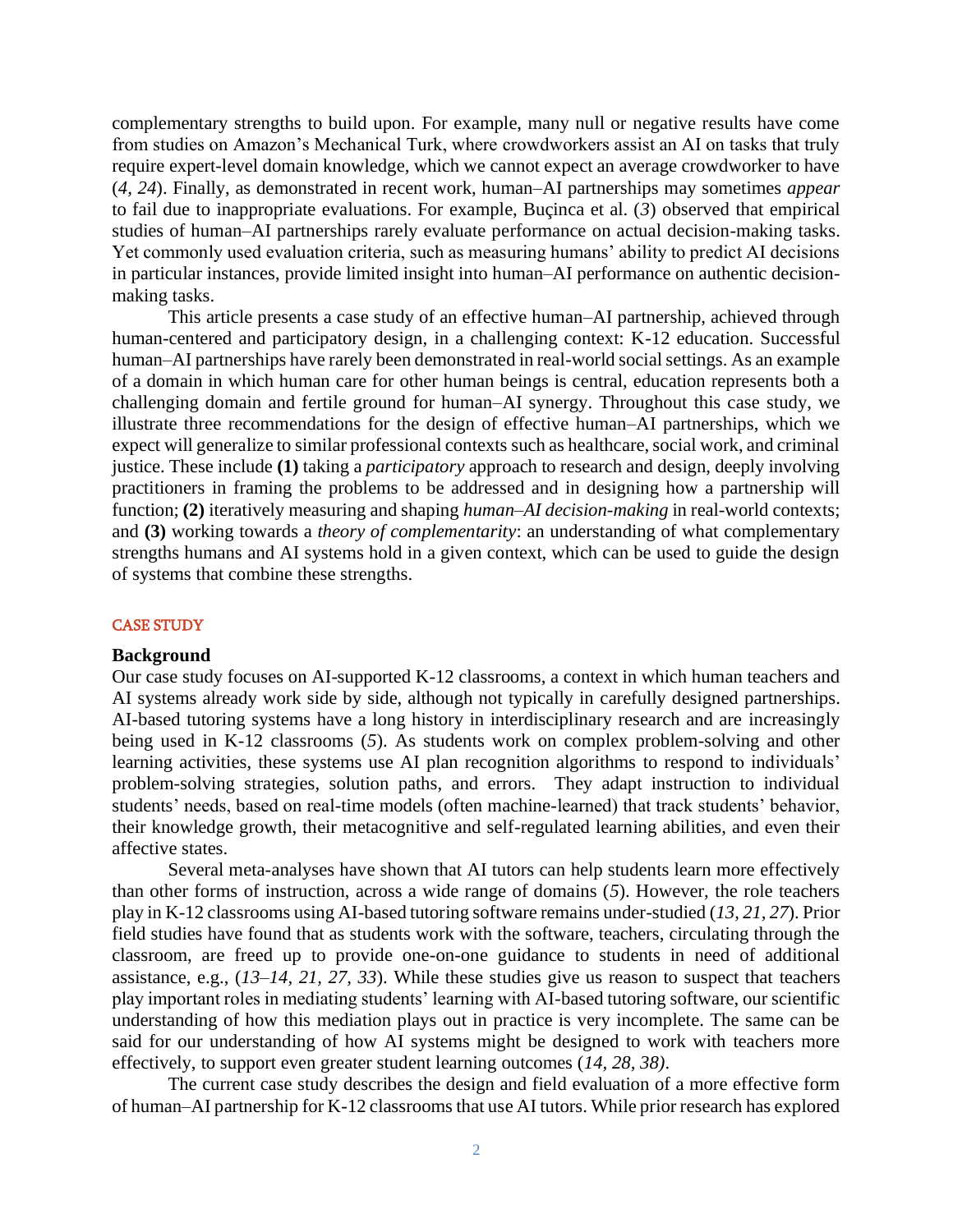complementary strengths to build upon. For example, many null or negative results have come from studies on Amazon's Mechanical Turk, where crowdworkers assist an AI on tasks that truly require expert-level domain knowledge, which we cannot expect an average crowdworker to have (*4, 24*). Finally, as demonstrated in recent work, human–AI partnerships may sometimes *appear* to fail due to inappropriate evaluations. For example, Buçinca et al. (*3*) observed that empirical studies of human–AI partnerships rarely evaluate performance on actual decision-making tasks. Yet commonly used evaluation criteria, such as measuring humans' ability to predict AI decisions in particular instances, provide limited insight into human–AI performance on authentic decision-making tasks.

This article presents a case study of an effective human–AI partnership, achieved through human-centered and participatory design, in a challenging context: K-12 education. Successful human–AI partnerships have rarely been demonstrated in real-world social settings. As an example of a domain in which human care for other human beings is central, education represents both a challenging domain and fertile ground for human–AI synergy. Throughout this case study, we illustrate three recommendations for the design of effective human–AI partnerships, which we expect will generalize to similar professional contexts such as healthcare, social work, and criminal justice. These include **(1)** taking a *participatory* approach to research and design, deeply involving practitioners in framing the problems to be addressed and in designing how a partnership will function; **(2)** iteratively measuring and shaping *human–AI decision-making* in real-world contexts; and **(3)** working towards a *theory of complementarity*: an understanding of what complementary strengths humans and AI systems hold in a given context, which can be used to guide the design of systems that combine these strengths.

## CASE STUDY

### Background

Our case study focuses on AI-supported K-12 classrooms, a context in which human teachers and AI systems already work side by side, although not typically in carefully designed partnerships. AI-based tutoring systems have a long history in interdisciplinary research and are increasingly being used in K-12 classrooms (*5*). As students work on complex problem-solving and other learning activities, these systems use AI plan recognition algorithms to respond to individuals' problem-solving strategies, solution paths, and errors. They adapt instruction to individual students' needs, based on real-time models (often machine-learned) that track students' behavior, their knowledge growth, their metacognitive and self-regulated learning abilities, and even their affective states.

Several meta-analyses have shown that AI tutors can help students learn more effectively than other forms of instruction, across a wide range of domains (*5*). However, the role teachers play in K-12 classrooms using AI-based tutoring software remains under-studied (*13, 21, 27*). Prior field studies have found that as students work with the software, teachers, circulating through the classroom, are freed up to provide one-on-one guidance to students in need of additional assistance, e.g., (*13–14, 21, 27, 33*). While these studies give us reason to suspect that teachers play important roles in mediating students' learning with AI-based tutoring software, our scientific understanding of how this mediation plays out in practice is very incomplete. The same can be said for our understanding of how AI systems might be designed to work with teachers more effectively, to support even greater student learning outcomes (*14, 28, 38)*.

The current case study describes the design and field evaluation of a more effective form of human–AI partnership for K-12 classrooms that use AI tutors. While prior research has explored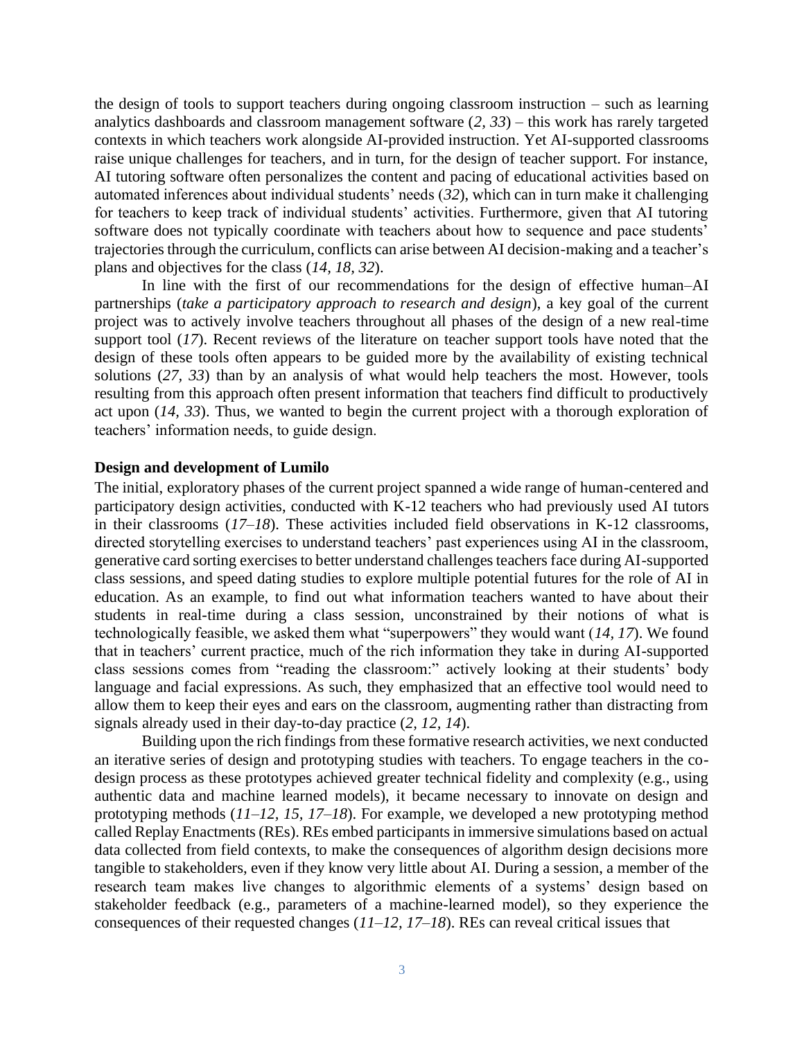the design of tools to support teachers during ongoing classroom instruction – such as learning analytics dashboards and classroom management software (*2, 33*) – this work has rarely targeted contexts in which teachers work alongside AI-provided instruction. Yet AI-supported classrooms raise unique challenges for teachers, and in turn, for the design of teacher support. For instance, AI tutoring software often personalizes the content and pacing of educational activities based on automated inferences about individual students' needs (*32*), which can in turn make it challenging for teachers to keep track of individual students' activities. Furthermore, given that AI tutoring software does not typically coordinate with teachers about how to sequence and pace students' trajectories through the curriculum, conflicts can arise between AI decision-making and a teacher's plans and objectives for the class (*14, 18, 32*).

In line with the first of our recommendations for the design of effective human–AI partnerships (*take a participatory approach to research and design*), a key goal of the current project was to actively involve teachers throughout all phases of the design of a new real-time support tool (*17*). Recent reviews of the literature on teacher support tools have noted that the design of these tools often appears to be guided more by the availability of existing technical solutions (*27, 33*) than by an analysis of what would help teachers the most. However, tools resulting from this approach often present information that teachers find difficult to productively act upon (*14, 33*). Thus, we wanted to begin the current project with a thorough exploration of teachers' information needs, to guide design.

**Design and development of Lumilo**

The initial, exploratory phases of the current project spanned a wide range of human-centered and participatory design activities, conducted with K-12 teachers who had previously used AI tutors in their classrooms (*17–18*). These activities included field observations in K-12 classrooms, directed storytelling exercises to understand teachers' past experiences using AI in the classroom, generative card sorting exercises to better understand challenges teachers face during AI-supported class sessions, and speed dating studies to explore multiple potential futures for the role of AI in education. As an example, to find out what information teachers wanted to have about their students in real-time during a class session, unconstrained by their notions of what is technologically feasible, we asked them what "superpowers" they would want (*14, 17*). We found that in teachers' current practice, much of the rich information they take in during AI-supported class sessions comes from "reading the classroom:" actively looking at their students' body language and facial expressions. As such, they emphasized that an effective tool would need to allow them to keep their eyes and ears on the classroom, augmenting rather than distracting from signals already used in their day-to-day practice (*2, 12, 14*).

Building upon the rich findings from these formative research activities, we next conducted an iterative series of design and prototyping studies with teachers. To engage teachers in the co-design process as these prototypes achieved greater technical fidelity and complexity (e.g., using authentic data and machine learned models), it became necessary to innovate on design and prototyping methods (*11–12, 15, 17–18*). For example, we developed a new prototyping method called Replay Enactments (REs). REs embed participants in immersive simulations based on actual data collected from field contexts, to make the consequences of algorithm design decisions more tangible to stakeholders, even if they know very little about AI. During a session, a member of the research team makes live changes to algorithmic elements of a systems' design based on stakeholder feedback (e.g., parameters of a machine-learned model), so they experience the consequences of their requested changes (*11–12, 17–18*). REs can reveal critical issues that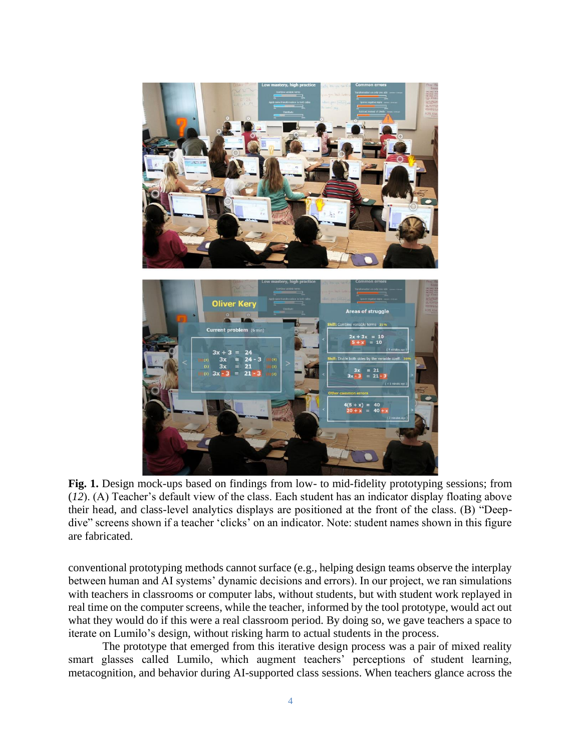**Fig. 1.** Design mock-ups based on findings from low- to mid-fidelity prototyping sessions; from (*12*). (A) Teacher's default view of the class. Each student has an indicator display floating above their head, and class-level analytics displays are positioned at the front of the class. (B) "Deep-dive" screens shown if a teacher 'clicks' on an indicator. Note: student names shown in this figure are fabricated.

conventional prototyping methods cannot surface (e.g., helping design teams observe the interplay between human and AI systems' dynamic decisions and errors). In our project, we ran simulations with teachers in classrooms or computer labs, without students, but with student work replayed in real time on the computer screens, while the teacher, informed by the tool prototype, would act out what they would do if this were a real classroom period. By doing so, we gave teachers a space to iterate on Lumilo's design, without risking harm to actual students in the process.

The prototype that emerged from this iterative design process was a pair of mixed reality smart glasses called Lumilo, which augment teachers' perceptions of student learning, metacognition, and behavior during AI-supported class sessions. When teachers glance across the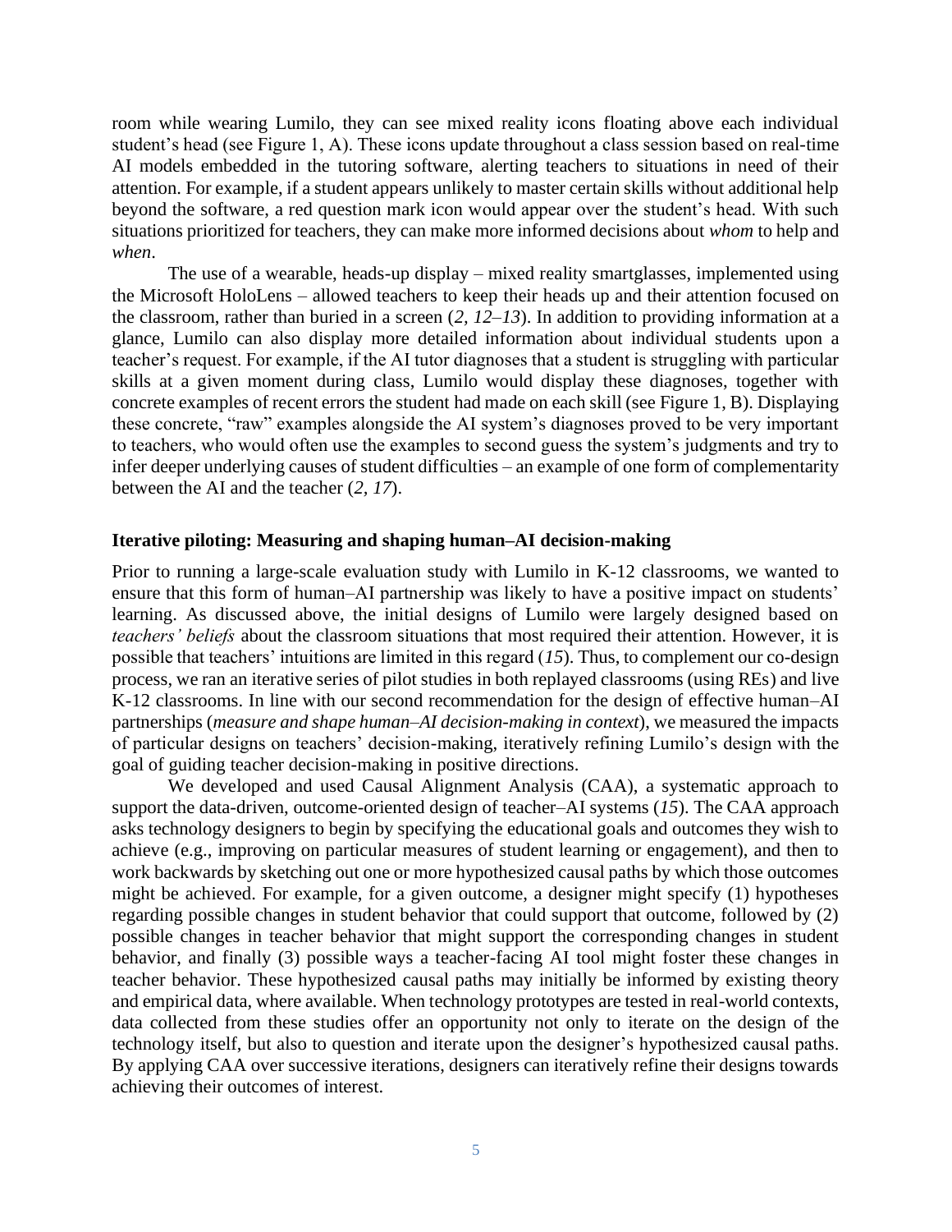room while wearing Lumilo, they can see mixed reality icons floating above each individual student's head (see Figure 1, A). These icons update throughout a class session based on real-time AI models embedded in the tutoring software, alerting teachers to situations in need of their attention. For example, if a student appears unlikely to master certain skills without additional help beyond the software, a red question mark icon would appear over the student's head. With such situations prioritized for teachers, they can make more informed decisions about *whom* to help and *when*.

The use of a wearable, heads-up display – mixed reality smartglasses, implemented using the Microsoft HoloLens – allowed teachers to keep their heads up and their attention focused on the classroom, rather than buried in a screen (*2*, *12–13*). In addition to providing information at a glance, Lumilo can also display more detailed information about individual students upon a teacher's request. For example, if the AI tutor diagnoses that a student is struggling with particular skills at a given moment during class, Lumilo would display these diagnoses, together with concrete examples of recent errors the student had made on each skill (see Figure 1, B). Displaying these concrete, "raw" examples alongside the AI system's diagnoses proved to be very important to teachers, who would often use the examples to second guess the system's judgments and try to infer deeper underlying causes of student difficulties – an example of one form of complementarity between the AI and the teacher (*2, 17*).

### Iterative piloting: Measuring and shaping human–AI decision-making

Prior to running a large-scale evaluation study with Lumilo in K-12 classrooms, we wanted to ensure that this form of human–AI partnership was likely to have a positive impact on students' learning. As discussed above, the initial designs of Lumilo were largely designed based on *teachers' beliefs* about the classroom situations that most required their attention. However, it is possible that teachers' intuitions are limited in this regard (*15*). Thus, to complement our co-design process, we ran an iterative series of pilot studies in both replayed classrooms (using REs) and live K-12 classrooms. In line with our second recommendation for the design of effective human–AI partnerships (*measure and shape human–AI decision-making in context*), we measured the impacts of particular designs on teachers' decision-making, iteratively refining Lumilo's design with the goal of guiding teacher decision-making in positive directions.

We developed and used Causal Alignment Analysis (CAA), a systematic approach to support the data-driven, outcome-oriented design of teacher–AI systems (*15*). The CAA approach asks technology designers to begin by specifying the educational goals and outcomes they wish to achieve (e.g., improving on particular measures of student learning or engagement), and then to work backwards by sketching out one or more hypothesized causal paths by which those outcomes might be achieved. For example, for a given outcome, a designer might specify (1) hypotheses regarding possible changes in student behavior that could support that outcome, followed by (2) possible changes in teacher behavior that might support the corresponding changes in student behavior, and finally (3) possible ways a teacher-facing AI tool might foster these changes in teacher behavior. These hypothesized causal paths may initially be informed by existing theory and empirical data, where available. When technology prototypes are tested in real-world contexts, data collected from these studies offer an opportunity not only to iterate on the design of the technology itself, but also to question and iterate upon the designer's hypothesized causal paths. By applying CAA over successive iterations, designers can iteratively refine their designs towards achieving their outcomes of interest.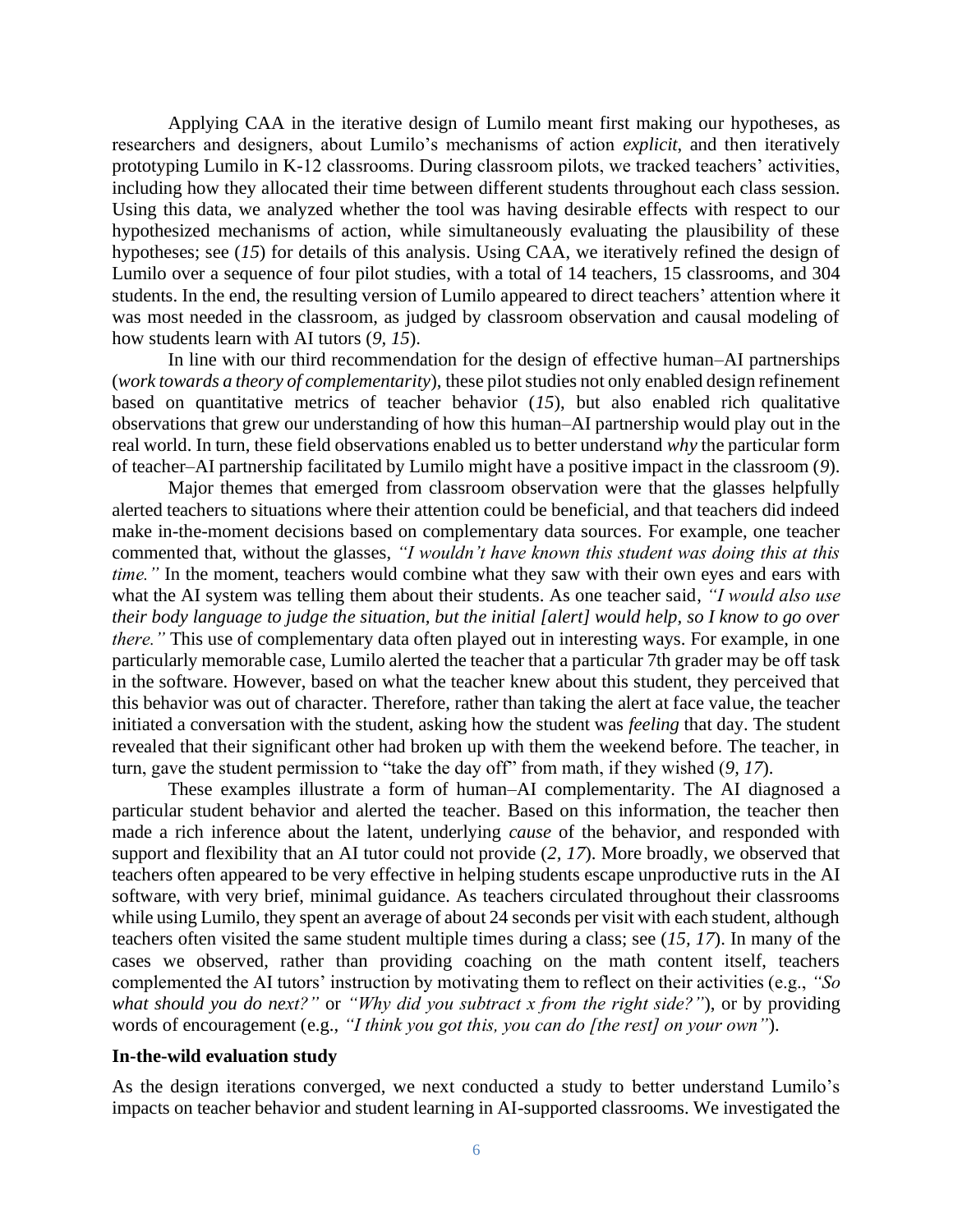Applying CAA in the iterative design of Lumilo meant first making our hypotheses, as researchers and designers, about Lumilo's mechanisms of action *explicit*, and then iteratively prototyping Lumilo in K-12 classrooms. During classroom pilots, we tracked teachers' activities, including how they allocated their time between different students throughout each class session. Using this data, we analyzed whether the tool was having desirable effects with respect to our hypothesized mechanisms of action, while simultaneously evaluating the plausibility of these hypotheses; see (*15*) for details of this analysis. Using CAA, we iteratively refined the design of Lumilo over a sequence of four pilot studies, with a total of 14 teachers, 15 classrooms, and 304 students. In the end, the resulting version of Lumilo appeared to direct teachers' attention where it was most needed in the classroom, as judged by classroom observation and causal modeling of how students learn with AI tutors (*9, 15*).

In line with our third recommendation for the design of effective human–AI partnerships (*work towards a theory of complementarity*), these pilot studies not only enabled design refinement based on quantitative metrics of teacher behavior (*15*), but also enabled rich qualitative observations that grew our understanding of how this human–AI partnership would play out in the real world. In turn, these field observations enabled us to better understand *why* the particular form of teacher–AI partnership facilitated by Lumilo might have a positive impact in the classroom (*9*).

Major themes that emerged from classroom observation were that the glasses helpfully alerted teachers to situations where their attention could be beneficial, and that teachers did indeed make in-the-moment decisions based on complementary data sources. For example, one teacher commented that, without the glasses, *"I wouldn't have known this student was doing this at this time."* In the moment, teachers would combine what they saw with their own eyes and ears with what the AI system was telling them about their students. As one teacher said, *"I would also use their body language to judge the situation, but the initial [alert] would help, so I know to go over there."* This use of complementary data often played out in interesting ways. For example, in one particularly memorable case, Lumilo alerted the teacher that a particular 7th grader may be off task in the software. However, based on what the teacher knew about this student, they perceived that this behavior was out of character. Therefore, rather than taking the alert at face value, the teacher initiated a conversation with the student, asking how the student was *feeling* that day. The student revealed that their significant other had broken up with them the weekend before. The teacher, in turn, gave the student permission to "take the day off" from math, if they wished (*9, 17*).

These examples illustrate a form of human–AI complementarity. The AI diagnosed a particular student behavior and alerted the teacher. Based on this information, the teacher then made a rich inference about the latent, underlying *cause* of the behavior, and responded with support and flexibility that an AI tutor could not provide (*2, 17*). More broadly, we observed that teachers often appeared to be very effective in helping students escape unproductive ruts in the AI software, with very brief, minimal guidance. As teachers circulated throughout their classrooms while using Lumilo, they spent an average of about 24 seconds per visit with each student, although teachers often visited the same student multiple times during a class; see (*15, 17*). In many of the cases we observed, rather than providing coaching on the math content itself, teachers complemented the AI tutors' instruction by motivating them to reflect on their activities (e.g., *"So what should you do next?"* or *"Why did you subtract x from the right side?"*), or by providing words of encouragement (e.g., *"I think you got this, you can do [the rest] on your own"*).

**In-the-wild evaluation study**

As the design iterations converged, we next conducted a study to better understand Lumilo's impacts on teacher behavior and student learning in AI-supported classrooms. We investigated the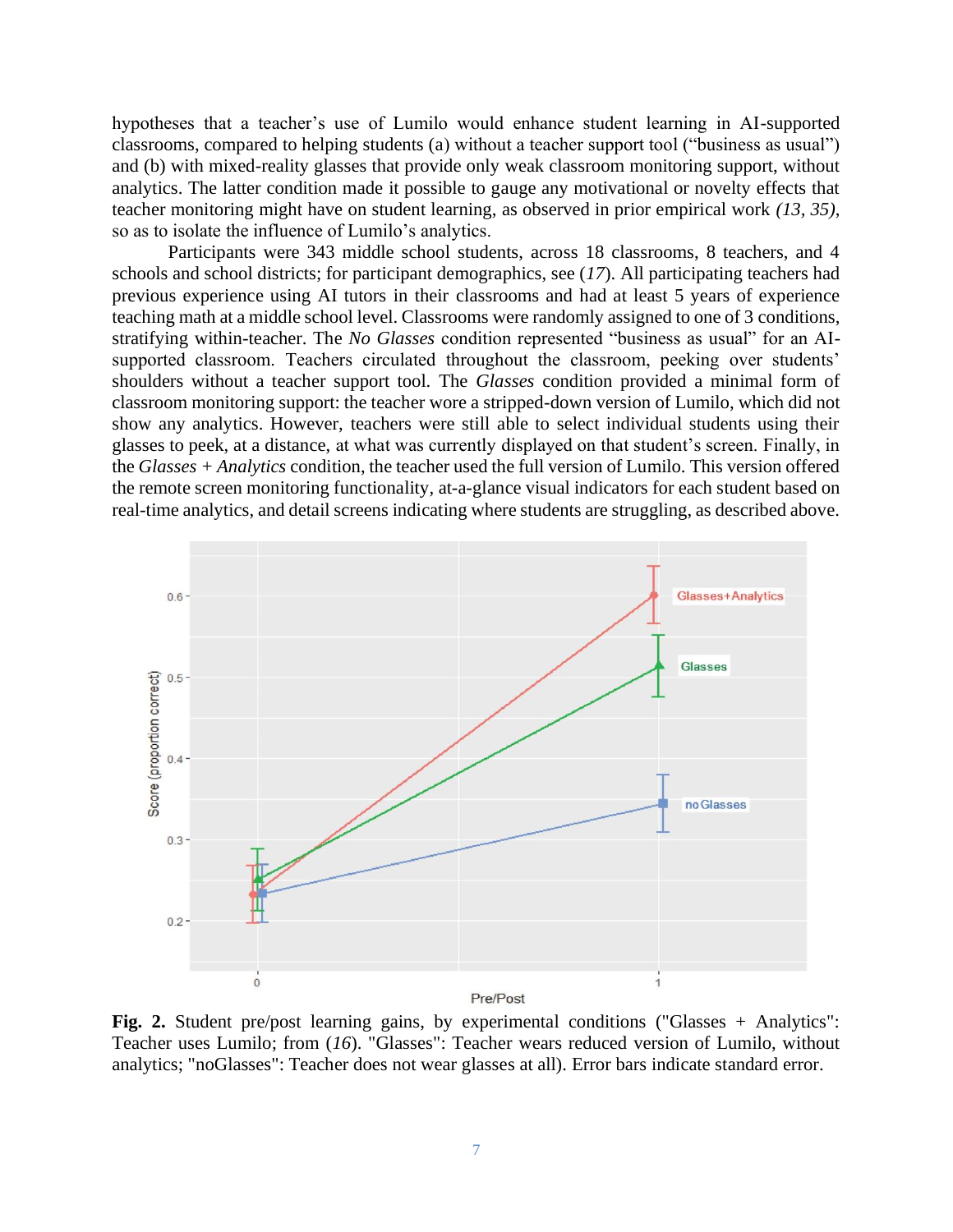hypotheses that a teacher's use of Lumilo would enhance student learning in AI-supported classrooms, compared to helping students (a) without a teacher support tool ("business as usual") and (b) with mixed-reality glasses that provide only weak classroom monitoring support, without analytics. The latter condition made it possible to gauge any motivational or novelty effects that teacher monitoring might have on student learning, as observed in prior empirical work *(13, 35)*, so as to isolate the influence of Lumilo's analytics.

Participants were 343 middle school students, across 18 classrooms, 8 teachers, and 4 schools and school districts; for participant demographics, see (*17*). All participating teachers had previous experience using AI tutors in their classrooms and had at least 5 years of experience teaching math at a middle school level. Classrooms were randomly assigned to one of 3 conditions, stratifying within-teacher. The *No Glasses* condition represented "business as usual" for an AI-supported classroom. Teachers circulated throughout the classroom, peeking over students' shoulders without a teacher support tool. The *Glasses* condition provided a minimal form of classroom monitoring support: the teacher wore a stripped-down version of Lumilo, which did not show any analytics. However, teachers were still able to select individual students using their glasses to peek, at a distance, at what was currently displayed on that student's screen. Finally, in the *Glasses + Analytics* condition, the teacher used the full version of Lumilo. This version offered the remote screen monitoring functionality, at-a-glance visual indicators for each student based on real-time analytics, and detail screens indicating where students are struggling, as described above.

**Fig. 2.** Student pre/post learning gains, by experimental conditions ("Glasses + Analytics": Teacher uses Lumilo; from (*16*). "Glasses": Teacher wears reduced version of Lumilo, without analytics; "noGlasses": Teacher does not wear glasses at all). Error bars indicate standard error.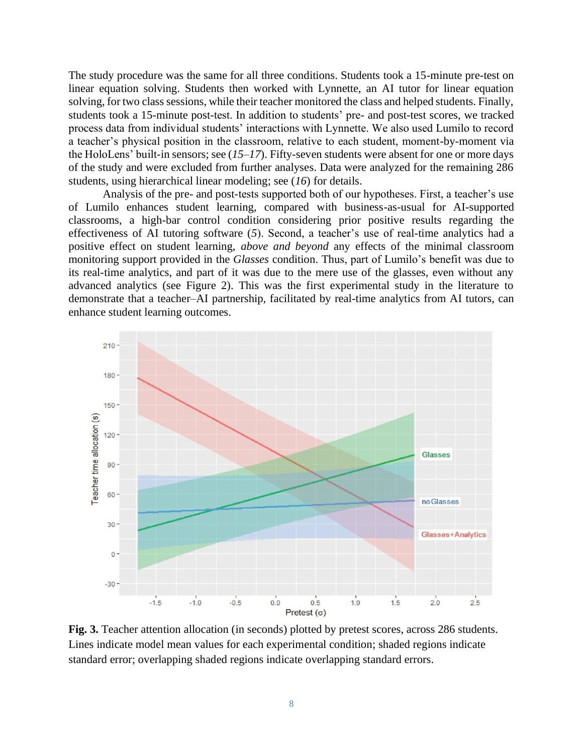The study procedure was the same for all three conditions. Students took a 15-minute pre-test on linear equation solving. Students then worked with Lynnette, an AI tutor for linear equation solving, for two class sessions, while their teacher monitored the class and helped students. Finally, students took a 15-minute post-test. In addition to students' pre- and post-test scores, we tracked process data from individual students' interactions with Lynnette. We also used Lumilo to record a teacher's physical position in the classroom, relative to each student, moment-by-moment via the HoloLens' built-in sensors; see (*15*–*17*). Fifty-seven students were absent for one or more days of the study and were excluded from further analyses. Data were analyzed for the remaining 286 students, using hierarchical linear modeling; see (*16*) for details.

Analysis of the pre- and post-tests supported both of our hypotheses. First, a teacher's use of Lumilo enhances student learning, compared with business-as-usual for AI-supported classrooms, a high-bar control condition considering prior positive results regarding the effectiveness of AI tutoring software (*5*). Second, a teacher's use of real-time analytics had a positive effect on student learning, *above and beyond* any effects of the minimal classroom monitoring support provided in the *Glasses* condition. Thus, part of Lumilo's benefit was due to its real-time analytics, and part of it was due to the mere use of the glasses, even without any advanced analytics (see Figure 2). This was the first experimental study in the literature to demonstrate that a teacher–AI partnership, facilitated by real-time analytics from AI tutors, can enhance student learning outcomes.

**Fig. 3.** Teacher attention allocation (in seconds) plotted by pretest scores, across 286 students. Lines indicate model mean values for each experimental condition; shaded regions indicate standard error; overlapping shaded regions indicate overlapping standard errors.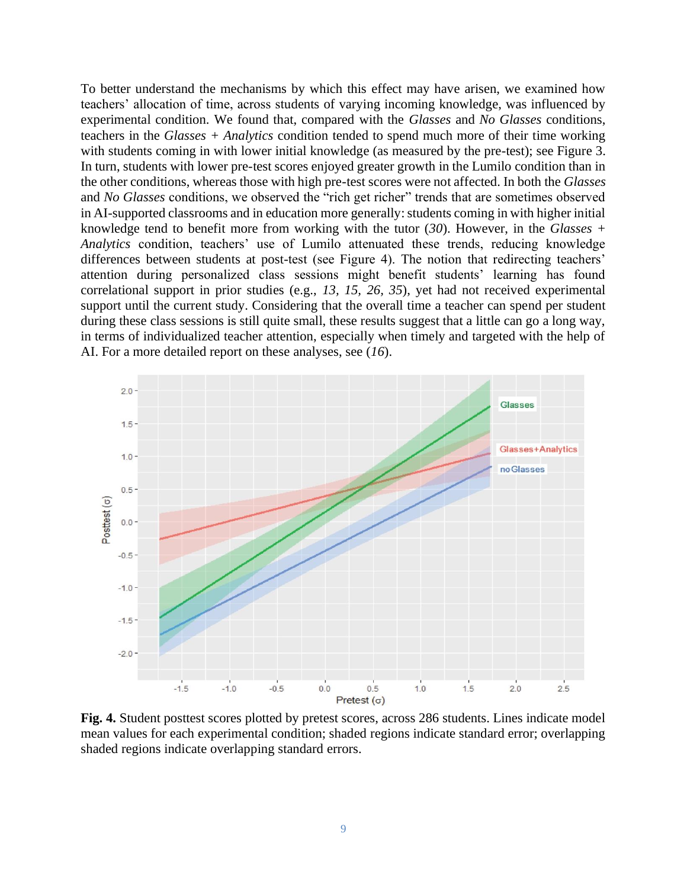To better understand the mechanisms by which this effect may have arisen, we examined how teachers' allocation of time, across students of varying incoming knowledge, was influenced by experimental condition. We found that, compared with the *Glasses* and *No Glasses* conditions, teachers in the *Glasses + Analytics* condition tended to spend much more of their time working with students coming in with lower initial knowledge (as measured by the pre-test); see Figure 3. In turn, students with lower pre-test scores enjoyed greater growth in the Lumilo condition than in the other conditions, whereas those with high pre-test scores were not affected. In both the *Glasses* and *No Glasses* conditions, we observed the "rich get richer" trends that are sometimes observed in AI-supported classrooms and in education more generally: students coming in with higher initial knowledge tend to benefit more from working with the tutor (*30*). However, in the *Glasses + Analytics* condition, teachers' use of Lumilo attenuated these trends, reducing knowledge differences between students at post-test (see Figure 4). The notion that redirecting teachers' attention during personalized class sessions might benefit students' learning has found correlational support in prior studies (e.g., *13, 15, 26, 35*), yet had not received experimental support until the current study. Considering that the overall time a teacher can spend per student during these class sessions is still quite small, these results suggest that a little can go a long way, in terms of individualized teacher attention, especially when timely and targeted with the help of AI. For a more detailed report on these analyses, see (*16*).

**Fig. 4.** Student posttest scores plotted by pretest scores, across 286 students. Lines indicate model mean values for each experimental condition; shaded regions indicate standard error; overlapping shaded regions indicate overlapping standard errors.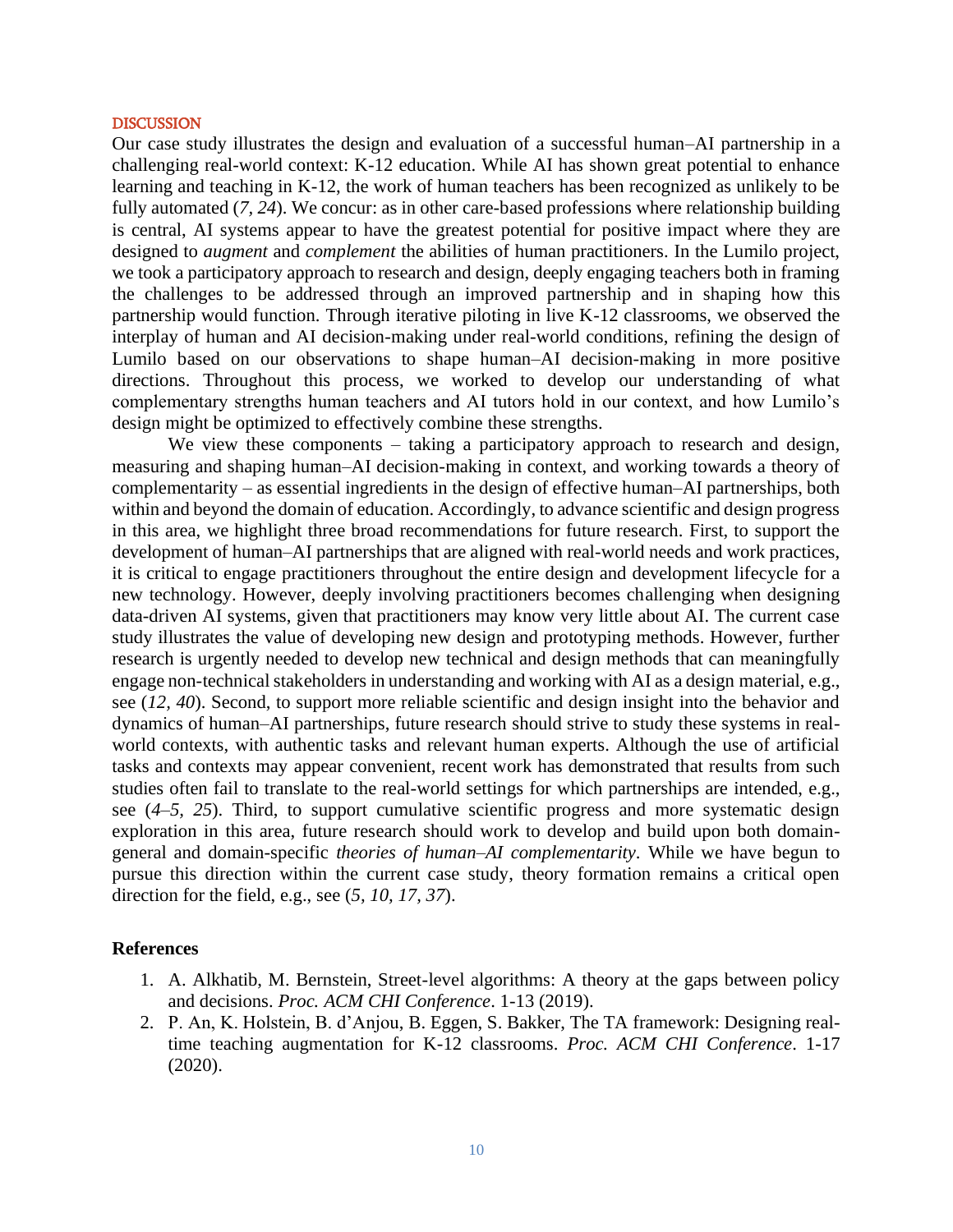## DISCUSSION

Our case study illustrates the design and evaluation of a successful human–AI partnership in a challenging real-world context: K-12 education. While AI has shown great potential to enhance learning and teaching in K-12, the work of human teachers has been recognized as unlikely to be fully automated (*7, 24*). We concur: as in other care-based professions where relationship building is central, AI systems appear to have the greatest potential for positive impact where they are designed to *augment* and *complement* the abilities of human practitioners. In the Lumilo project, we took a participatory approach to research and design, deeply engaging teachers both in framing the challenges to be addressed through an improved partnership and in shaping how this partnership would function. Through iterative piloting in live K-12 classrooms, we observed the interplay of human and AI decision-making under real-world conditions, refining the design of Lumilo based on our observations to shape human–AI decision-making in more positive directions. Throughout this process, we worked to develop our understanding of what complementary strengths human teachers and AI tutors hold in our context, and how Lumilo's design might be optimized to effectively combine these strengths.

We view these components – taking a participatory approach to research and design, measuring and shaping human–AI decision-making in context, and working towards a theory of complementarity – as essential ingredients in the design of effective human–AI partnerships, both within and beyond the domain of education. Accordingly, to advance scientific and design progress in this area, we highlight three broad recommendations for future research. First, to support the development of human–AI partnerships that are aligned with real-world needs and work practices, it is critical to engage practitioners throughout the entire design and development lifecycle for a new technology. However, deeply involving practitioners becomes challenging when designing data-driven AI systems, given that practitioners may know very little about AI. The current case study illustrates the value of developing new design and prototyping methods. However, further research is urgently needed to develop new technical and design methods that can meaningfully engage non-technical stakeholders in understanding and working with AI as a design material, e.g., see (*12, 40*). Second, to support more reliable scientific and design insight into the behavior and dynamics of human–AI partnerships, future research should strive to study these systems in real-world contexts, with authentic tasks and relevant human experts. Although the use of artificial tasks and contexts may appear convenient, recent work has demonstrated that results from such studies often fail to translate to the real-world settings for which partnerships are intended, e.g., see (*4–5, 25*). Third, to support cumulative scientific progress and more systematic design exploration in this area, future research should work to develop and build upon both domain-general and domain-specific *theories of human–AI complementarity*. While we have begun to pursue this direction within the current case study, theory formation remains a critical open direction for the field, e.g., see (*5, 10, 17, 37*).

## References

1. A. Alkhatib, M. Bernstein, Street-level algorithms: A theory at the gaps between policy and decisions. *Proc. ACM CHI Conference*. 1-13 (2019).
2. P. An, K. Holstein, B. d'Anjou, B. Eggen, S. Bakker, The TA framework: Designing real-time teaching augmentation for K-12 classrooms. *Proc. ACM CHI Conference*. 1-17 (2020).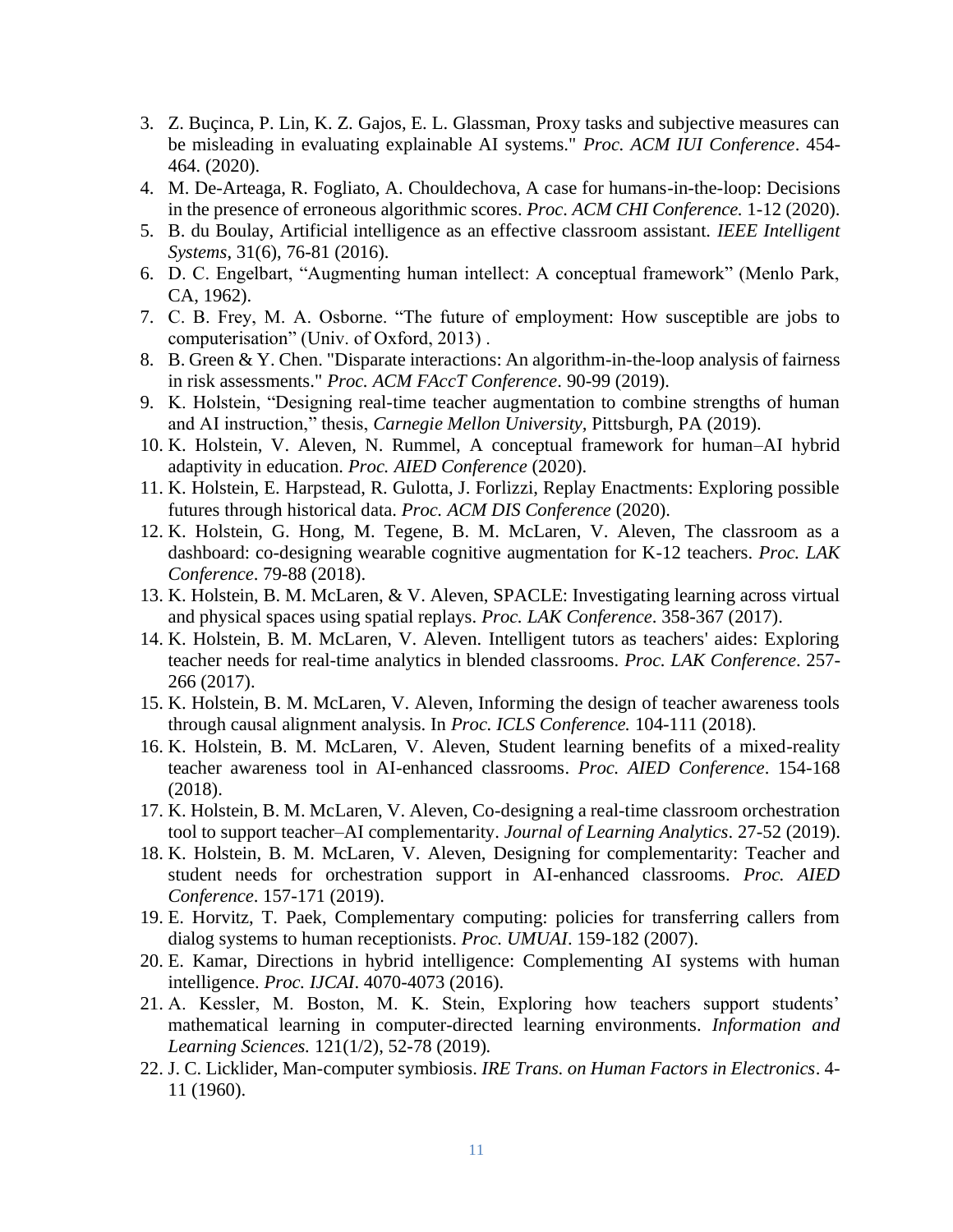3. Z. Buçinca, P. Lin, K. Z. Gajos, E. L. Glassman, Proxy tasks and subjective measures can be misleading in evaluating explainable AI systems." *Proc. ACM IUI Conference*. 454-464. (2020).
4. M. De-Arteaga, R. Fogliato, A. Chouldechova, A case for humans-in-the-loop: Decisions in the presence of erroneous algorithmic scores. *Proc. ACM CHI Conference.* 1-12 (2020).
5. B. du Boulay, Artificial intelligence as an effective classroom assistant. *IEEE Intelligent Systems*, 31(6), 76-81 (2016).
6. D. C. Engelbart, "Augmenting human intellect: A conceptual framework" (Menlo Park, CA, 1962).
7. C. B. Frey, M. A. Osborne. "The future of employment: How susceptible are jobs to computerisation" (Univ. of Oxford, 2013) .
8. B. Green & Y. Chen. "Disparate interactions: An algorithm-in-the-loop analysis of fairness in risk assessments." *Proc. ACM FAccT Conference*. 90-99 (2019).
9. K. Holstein, "Designing real-time teacher augmentation to combine strengths of human and AI instruction," thesis, *Carnegie Mellon University,* Pittsburgh, PA (2019).
10. K. Holstein, V. Aleven, N. Rummel, A conceptual framework for human–AI hybrid adaptivity in education. *Proc. AIED Conference* (2020).
11. K. Holstein, E. Harpstead, R. Gulotta, J. Forlizzi, Replay Enactments: Exploring possible futures through historical data. *Proc. ACM DIS Conference* (2020).
12. K. Holstein, G. Hong, M. Tegene, B. M. McLaren, V. Aleven, The classroom as a dashboard: co-designing wearable cognitive augmentation for K-12 teachers. *Proc. LAK Conference*. 79-88 (2018).
13. K. Holstein, B. M. McLaren, & V. Aleven, SPACLE: Investigating learning across virtual and physical spaces using spatial replays. *Proc. LAK Conference*. 358-367 (2017).
14. K. Holstein, B. M. McLaren, V. Aleven. Intelligent tutors as teachers' aides: Exploring teacher needs for real-time analytics in blended classrooms. *Proc. LAK Conference*. 257-266 (2017).
15. K. Holstein, B. M. McLaren, V. Aleven, Informing the design of teacher awareness tools through causal alignment analysis. In *Proc. ICLS Conference.* 104-111 (2018).
16. K. Holstein, B. M. McLaren, V. Aleven, Student learning benefits of a mixed-reality teacher awareness tool in AI-enhanced classrooms. *Proc. AIED Conference*. 154-168 (2018).
17. K. Holstein, B. M. McLaren, V. Aleven, Co-designing a real-time classroom orchestration tool to support teacher–AI complementarity. *Journal of Learning Analytics*. 27-52 (2019).
18. K. Holstein, B. M. McLaren, V. Aleven, Designing for complementarity: Teacher and student needs for orchestration support in AI-enhanced classrooms. *Proc. AIED Conference*. 157-171 (2019).
19. E. Horvitz, T. Paek, Complementary computing: policies for transferring callers from dialog systems to human receptionists. *Proc. UMUAI*. 159-182 (2007).
20. E. Kamar, Directions in hybrid intelligence: Complementing AI systems with human intelligence. *Proc. IJCAI*. 4070-4073 (2016).
21. A. Kessler, M. Boston, M. K. Stein, Exploring how teachers support students' mathematical learning in computer-directed learning environments. *Information and Learning Sciences.* 121(1/2), 52-78 (2019)*.*
22. J. C. Licklider, Man-computer symbiosis. *IRE Trans. on Human Factors in Electronics*. 4-11 (1960).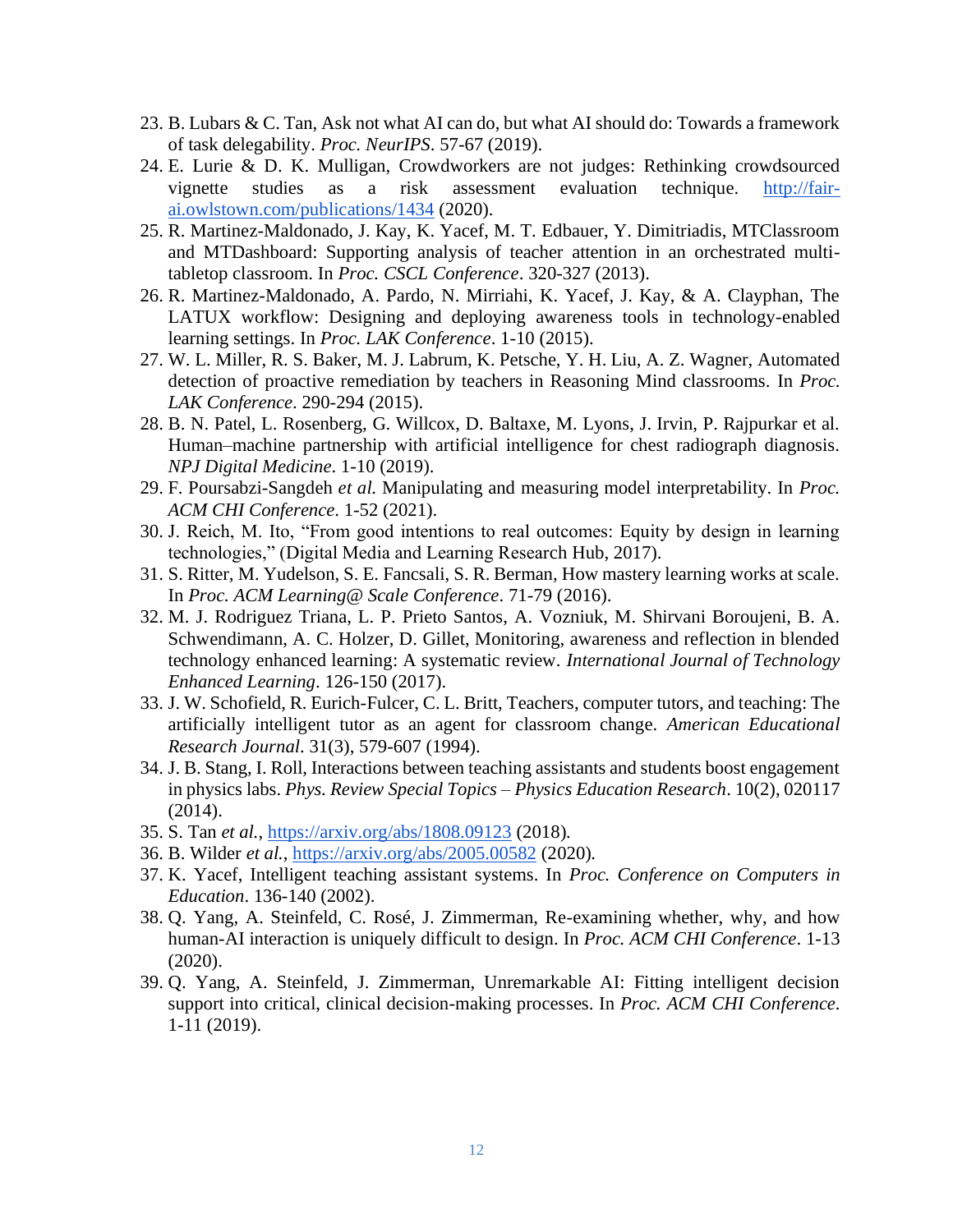23. B. Lubars & C. Tan, Ask not what AI can do, but what AI should do: Towards a framework of task delegability. *Proc. NeurIPS*. 57-67 (2019).
24. E. Lurie & D. K. Mulligan, Crowdworkers are not judges: Rethinking crowdsourced vignette studies as a risk assessment evaluation technique. [http://fair-ai.owlstown.com/publications/1434](http://fair-ai.owlstown.com/publications/1434) (2020).
25. R. Martinez-Maldonado, J. Kay, K. Yacef, M. T. Edbauer, Y. Dimitriadis, MTClassroom and MTDashboard: Supporting analysis of teacher attention in an orchestrated multi-tabletop classroom. In *Proc. CSCL Conference*. 320-327 (2013).
26. R. Martinez-Maldonado, A. Pardo, N. Mirriahi, K. Yacef, J. Kay, & A. Clayphan, The LATUX workflow: Designing and deploying awareness tools in technology-enabled learning settings. In *Proc. LAK Conference*. 1-10 (2015).
27. W. L. Miller, R. S. Baker, M. J. Labrum, K. Petsche, Y. H. Liu, A. Z. Wagner, Automated detection of proactive remediation by teachers in Reasoning Mind classrooms. In *Proc. LAK Conference*. 290-294 (2015).
28. B. N. Patel, L. Rosenberg, G. Willcox, D. Baltaxe, M. Lyons, J. Irvin, P. Rajpurkar et al. Human–machine partnership with artificial intelligence for chest radiograph diagnosis. *NPJ Digital Medicine*. 1-10 (2019).
29. F. Poursabzi-Sangdeh *et al.* Manipulating and measuring model interpretability. In *Proc. ACM CHI Conference*. 1-52 (2021).
30. J. Reich, M. Ito, "From good intentions to real outcomes: Equity by design in learning technologies," (Digital Media and Learning Research Hub, 2017).
31. S. Ritter, M. Yudelson, S. E. Fancsali, S. R. Berman, How mastery learning works at scale. In *Proc. ACM Learning@ Scale Conference*. 71-79 (2016).
32. M. J. Rodriguez Triana, L. P. Prieto Santos, A. Vozniuk, M. Shirvani Boroujeni, B. A. Schwendimann, A. C. Holzer, D. Gillet, Monitoring, awareness and reflection in blended technology enhanced learning: A systematic review. *International Journal of Technology Enhanced Learning*. 126-150 (2017).
33. J. W. Schofield, R. Eurich-Fulcer, C. L. Britt, Teachers, computer tutors, and teaching: The artificially intelligent tutor as an agent for classroom change. *American Educational Research Journal*. 31(3), 579-607 (1994).
34. J. B. Stang, I. Roll, Interactions between teaching assistants and students boost engagement in physics labs. *Phys. Review Special Topics – Physics Education Research*. 10(2), 020117 (2014).
35. S. Tan *et al.*, [https://arxiv.org/abs/1808.09123](https://arxiv.org/abs/1808.09123) (2018).
36. B. Wilder *et al.*, [https://arxiv.org/abs/2005.00582](https://arxiv.org/abs/2005.00582) (2020).
37. K. Yacef, Intelligent teaching assistant systems. In *Proc. Conference on Computers in Education*. 136-140 (2002).
38. Q. Yang, A. Steinfeld, C. Rosé, J. Zimmerman, Re-examining whether, why, and how human-AI interaction is uniquely difficult to design. In *Proc. ACM CHI Conference*. 1-13 (2020).
39. Q. Yang, A. Steinfeld, J. Zimmerman, Unremarkable AI: Fitting intelligent decision support into critical, clinical decision-making processes. In *Proc. ACM CHI Conference*. 1-11 (2019).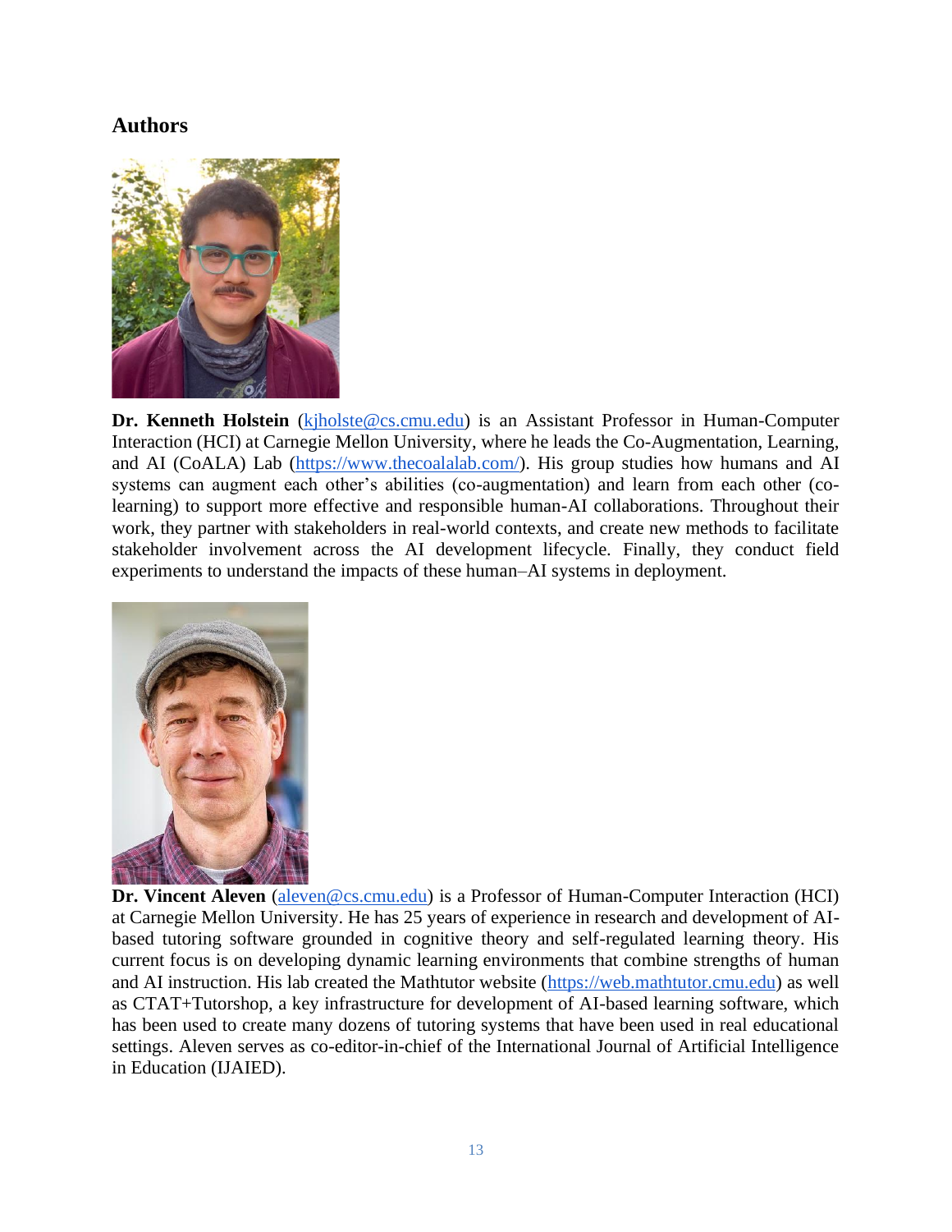## Authors

**Dr. Kenneth Holstein** (kjholste@cs.cmu.edu) is an Assistant Professor in Human-Computer Interaction (HCI) at Carnegie Mellon University, where he leads the Co-Augmentation, Learning, and AI (CoALA) Lab (https://www.thecoalalab.com/). His group studies how humans and AI systems can augment each other's abilities (co-augmentation) and learn from each other (co-learning) to support more effective and responsible human-AI collaborations. Throughout their work, they partner with stakeholders in real-world contexts, and create new methods to facilitate stakeholder involvement across the AI development lifecycle. Finally, they conduct field experiments to understand the impacts of these human–AI systems in deployment.

**Dr. Vincent Aleven** (aleven@cs.cmu.edu) is a Professor of Human-Computer Interaction (HCI) at Carnegie Mellon University. He has 25 years of experience in research and development of AI-based tutoring software grounded in cognitive theory and self-regulated learning theory. His current focus is on developing dynamic learning environments that combine strengths of human and AI instruction. His lab created the Mathtutor website (https://web.mathtutor.cmu.edu) as well as CTAT+Tutorshop, a key infrastructure for development of AI-based learning software, which has been used to create many dozens of tutoring systems that have been used in real educational settings. Aleven serves as co-editor-in-chief of the International Journal of Artificial Intelligence in Education (IJAIED).